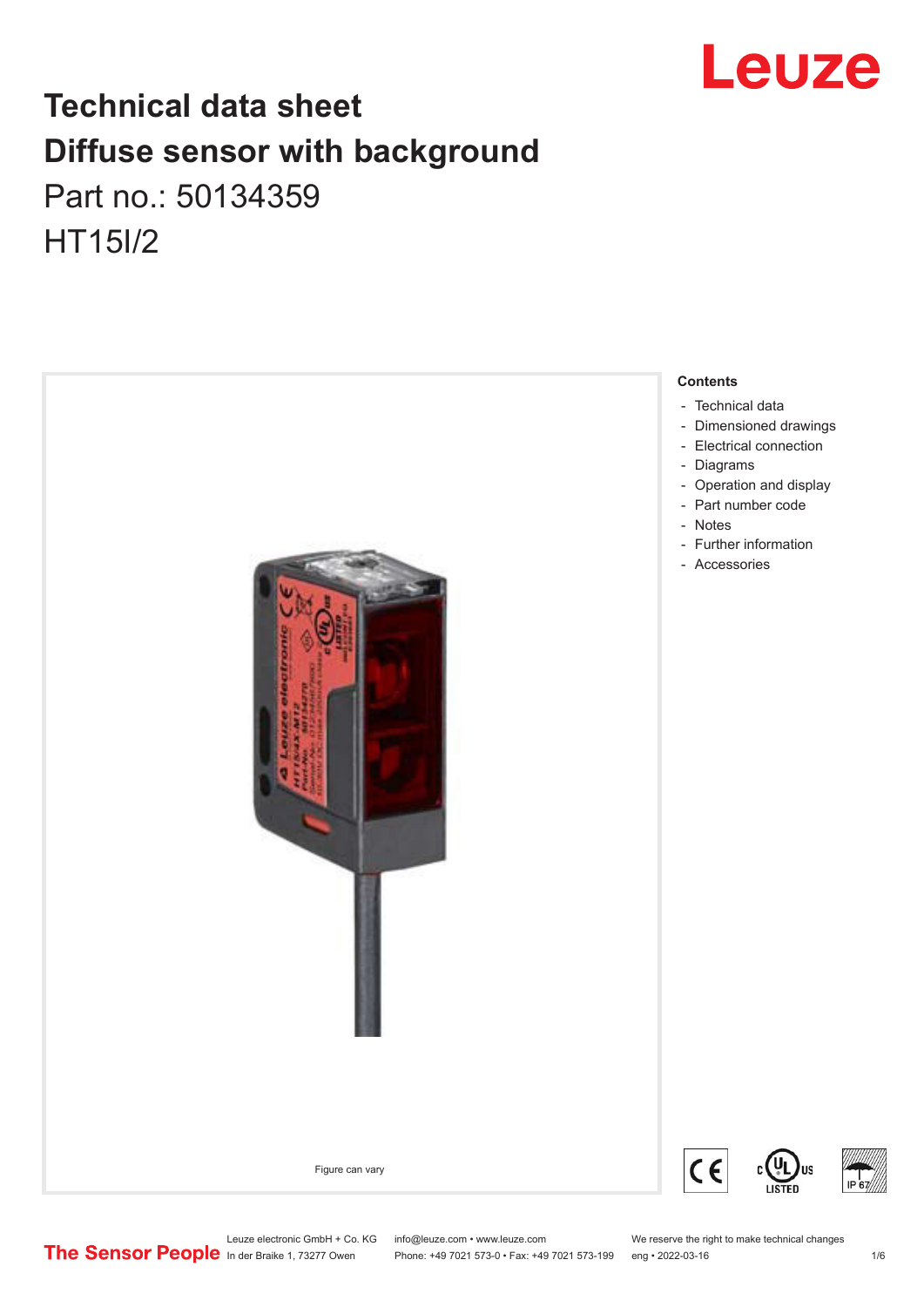# Technical data sheet
# Diffuse sensor with background

Part no.: 50134359

HT15I/2

Figure can vary

## Contents

- Technical data
- Dimensioned drawings
- Electrical connection
- Diagrams
- Operation and display
- Part number code
- Notes
- Further information
- Accessories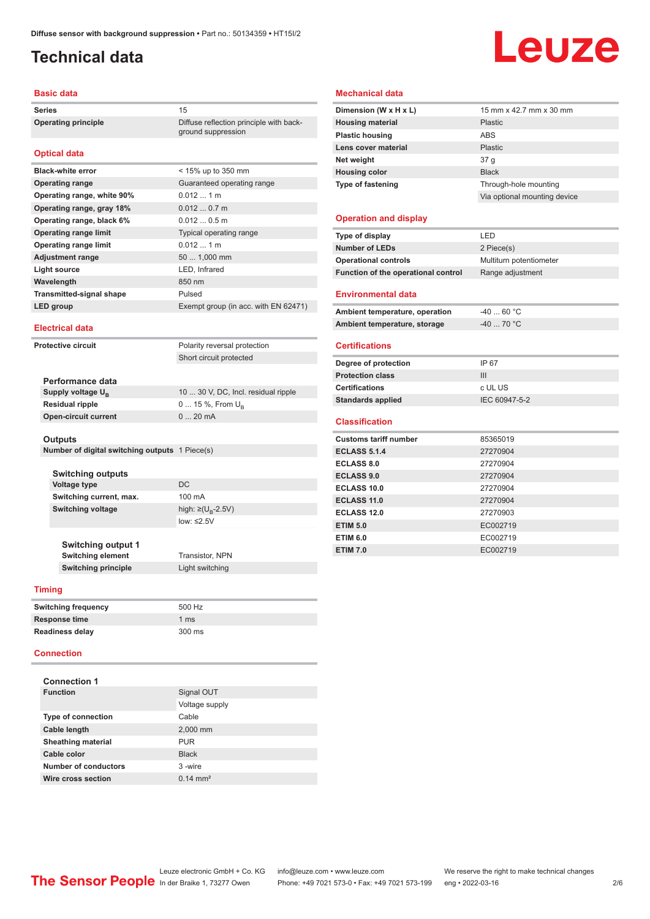# Technical data

## Basic data

| | |
|---|---|
| Series | 15 |
| Operating principle | Diffuse reflection principle with background suppression |

## Optical data

| | |
|---|---|
| Black-white error | < 15% up to 350 mm |
| Operating range | Guaranteed operating range |
| Operating range, white 90% | 0.012 ... 1 m |
| Operating range, gray 18% | 0.012 ... 0.7 m |
| Operating range, black 6% | 0.012 ... 0.5 m |
| Operating range limit | Typical operating range |
| Operating range limit | 0.012 ... 1 m |
| Adjustment range | 50 ... 1,000 mm |
| Light source | LED, Infrared |
| Wavelength | 850 nm |
| Transmitted-signal shape | Pulsed |
| LED group | Exempt group (in acc. with EN 62471) |

## Electrical data

| | |
|---|---|
| Protective circuit | Polarity reversal protection |
| | Short circuit protected |

### Performance data

| | |
|---|---|
| Supply voltage $U_B$ | 10 ... 30 V, DC, Incl. residual ripple |
| Residual ripple | 0 ... 15 %, From $U_B$ |
| Open-circuit current | 0 ... 20 mA |

### Outputs

| | |
|---|---|
| Number of digital switching outputs | 1 Piece(s) |

#### Switching outputs

| | |
|---|---|
| Voltage type | DC |
| Switching current, max. | 100 mA |
| Switching voltage | high: ≥($U_B$-2.5V) |
| | low: ≤2.5V |

#### Switching output 1

| | |
|---|---|
| Switching element | Transistor, NPN |
| Switching principle | Light switching |

## Timing

| | |
|---|---|
| Switching frequency | 500 Hz |
| Response time | 1 ms |
| Readiness delay | 300 ms |

## Connection

### Connection 1

| | |
|---|---|
| Function | Signal OUT |
| | Voltage supply |
| Type of connection | Cable |
| Cable length | 2,000 mm |
| Sheathing material | PUR |
| Cable color | Black |
| Number of conductors | 3 -wire |
| Wire cross section | 0.14 mm² |

## Mechanical data

| | |
|---|---|
| Dimension (W x H x L) | 15 mm x 42.7 mm x 30 mm |
| Housing material | Plastic |
| Plastic housing | ABS |
| Lens cover material | Plastic |
| Net weight | 37 g |
| Housing color | Black |
| Type of fastening | Through-hole mounting |
| | Via optional mounting device |

## Operation and display

| | |
|---|---|
| Type of display | LED |
| Number of LEDs | 2 Piece(s) |
| Operational controls | Multiturn potentiometer |
| Function of the operational control | Range adjustment |

## Environmental data

| | |
|---|---|
| Ambient temperature, operation | -40 ... 60 °C |
| Ambient temperature, storage | -40 ... 70 °C |

## Certifications

| | |
|---|---|
| Degree of protection | IP 67 |
| Protection class | III |
| Certifications | c UL US |
| Standards applied | IEC 60947-5-2 |

## Classification

| | |
|---|---|
| Customs tariff number | 85365019 |
| ECLASS 5.1.4 | 27270904 |
| ECLASS 8.0 | 27270904 |
| ECLASS 9.0 | 27270904 |
| ECLASS 10.0 | 27270904 |
| ECLASS 11.0 | 27270904 |
| ECLASS 12.0 | 27270903 |
| ETIM 5.0 | EC002719 |
| ETIM 6.0 | EC002719 |
| ETIM 7.0 | EC002719 |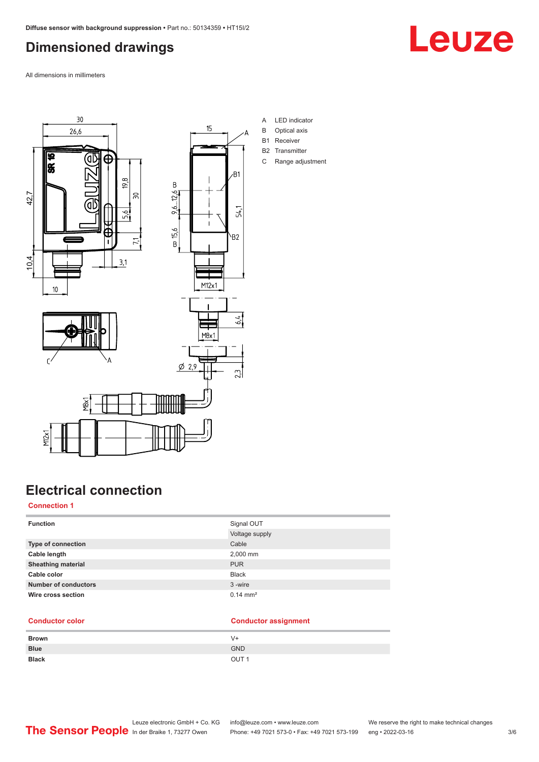# Dimensioned drawings

All dimensions in millimeters

A LED indicator
B Optical axis
B1 Receiver
B2 Transmitter
C Range adjustment

# Electrical connection

## Connection 1

| Function | Signal OUT |
|---|---|
| | Voltage supply |
| Type of connection | Cable |
| Cable length | 2,000 mm |
| Sheathing material | PUR |
| Cable color | Black |
| Number of conductors | 3 -wire |
| Wire cross section | 0.14 mm² |

| Conductor color | Conductor assignment |
|---|---|
| Brown | V+ |
| Blue | GND |
| Black | OUT 1 |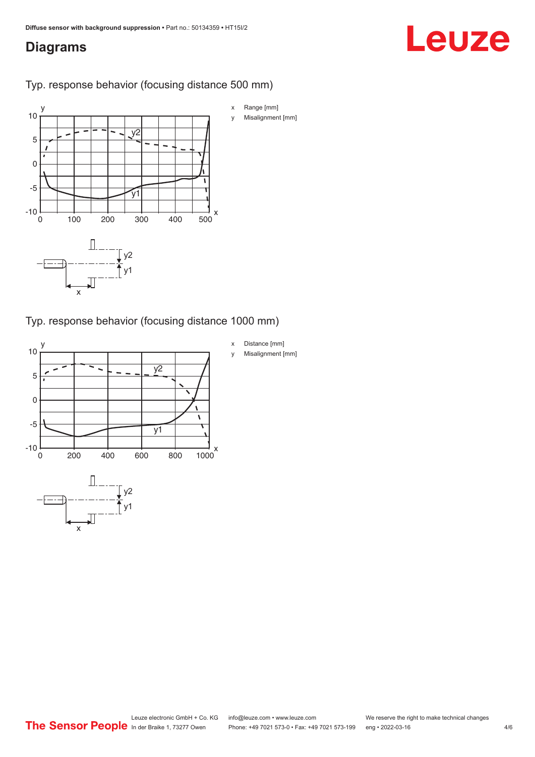## Diagrams

### Typ. response behavior (focusing distance 500 mm)

- x Range [mm]
- y Misalignment [mm]

### Typ. response behavior (focusing distance 1000 mm)

- x Distance [mm]
- y Misalignment [mm]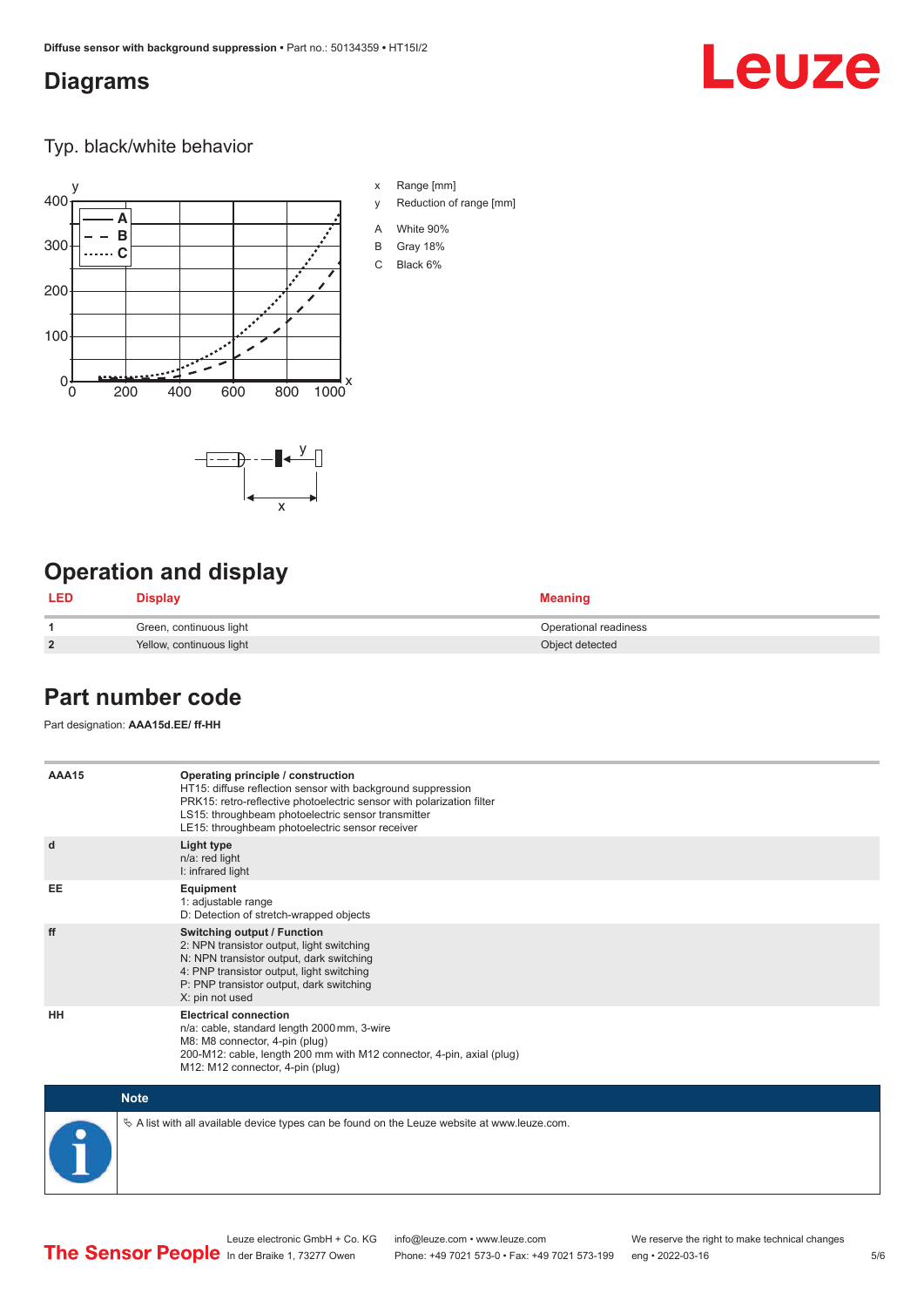## Diagrams

### Typ. black/white behavior

x Range [mm]

y Reduction of range [mm]

A White 90%

B Gray 18%

C Black 6%

## Operation and display

| LED | Display | Meaning |
|---|---|---|
| 1 | Green, continuous light | Operational readiness |
| 2 | Yellow, continuous light | Object detected |

## Part number code

Part designation: **AAA15d.EE/ ff-HH**

| | |
|---|---|
| **AAA15** | **Operating principle / construction**<br>HT15: diffuse reflection sensor with background suppression<br>PRK15: retro-reflective photoelectric sensor with polarization filter<br>LS15: throughbeam photoelectric sensor transmitter<br>LE15: throughbeam photoelectric sensor receiver |
| **d** | **Light type**<br>n/a: red light<br>I: infrared light |
| **EE** | **Equipment**<br>1: adjustable range<br>D: Detection of stretch-wrapped objects |
| **ff** | **Switching output / Function**<br>2: NPN transistor output, light switching<br>N: NPN transistor output, dark switching<br>4: PNP transistor output, light switching<br>P: PNP transistor output, dark switching<br>X: pin not used |
| **HH** | **Electrical connection**<br>n/a: cable, standard length 2000 mm, 3-wire<br>M8: M8 connector, 4-pin (plug)<br>200-M12: cable, length 200 mm with M12 connector, 4-pin, axial (plug)<br>M12: M12 connector, 4-pin (plug) |

**Note**

↳ A list with all available device types can be found on the Leuze website at www.leuze.com.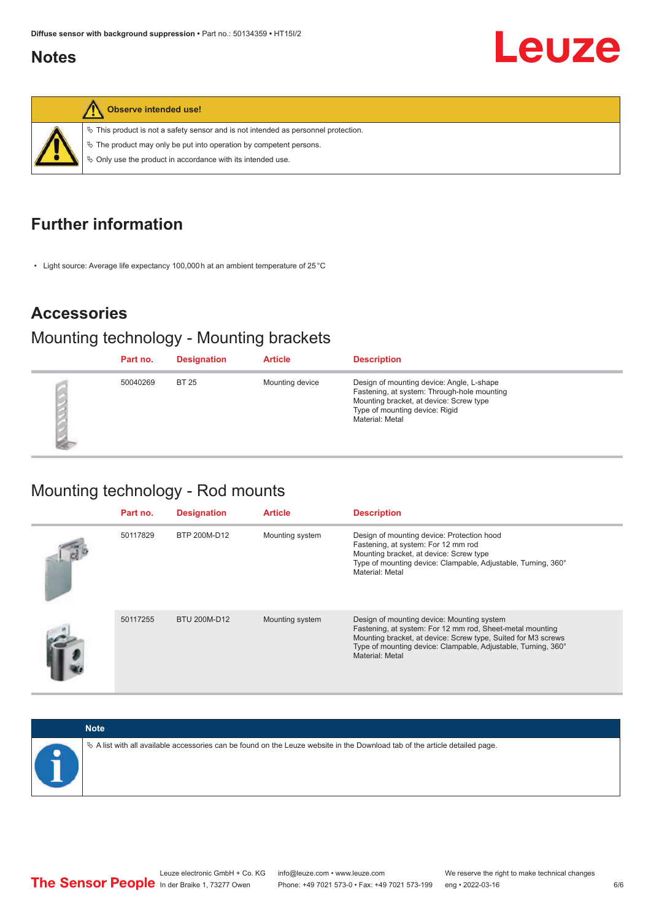## Notes

**Observe intended use!**

- This product is not a safety sensor and is not intended as personnel protection.
- The product may only be put into operation by competent persons.
- Only use the product in accordance with its intended use.

## Further information

- Light source: Average life expectancy 100,000 h at an ambient temperature of 25 °C

## Accessories

### Mounting technology - Mounting brackets

| | Part no. | Designation | Article | Description |
|---|---|---|---|---|
| | 50040269 | BT 25 | Mounting device | Design of mounting device: Angle, L-shape<br>Fastening, at system: Through-hole mounting<br>Mounting bracket, at device: Screw type<br>Type of mounting device: Rigid<br>Material: Metal |

### Mounting technology - Rod mounts

| | Part no. | Designation | Article | Description |
|---|---|---|---|---|
| | 50117829 | BTP 200M-D12 | Mounting system | Design of mounting device: Protection hood<br>Fastening, at system: For 12 mm rod<br>Mounting bracket, at device: Screw type<br>Type of mounting device: Clampable, Adjustable, Turning, 360°<br>Material: Metal |
| | 50117255 | BTU 200M-D12 | Mounting system | Design of mounting device: Mounting system<br>Fastening, at system: For 12 mm rod, Sheet-metal mounting<br>Mounting bracket, at device: Screw type, Suited for M3 screws<br>Type of mounting device: Clampable, Adjustable, Turning, 360°<br>Material: Metal |

**Note**

- A list with all available accessories can be found on the Leuze website in the Download tab of the article detailed page.